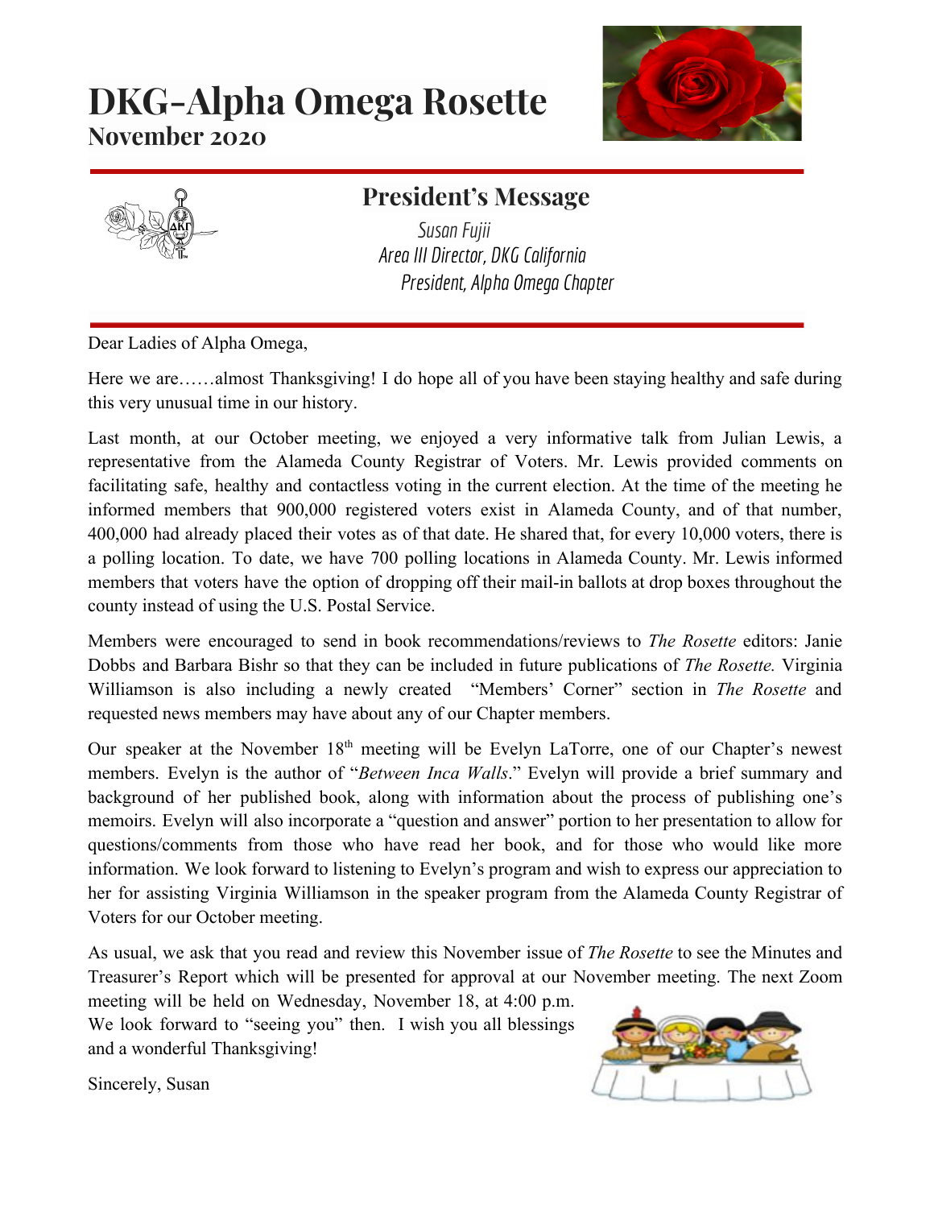# DKG-Alpha Omega Rosette

**November 2020**

## President's Message

*Susan Fujii*
*Area III Director, DKG California*
*President, Alpha Omega Chapter*

Dear Ladies of Alpha Omega,

Here we are……almost Thanksgiving! I do hope all of you have been staying healthy and safe during this very unusual time in our history.

Last month, at our October meeting, we enjoyed a very informative talk from Julian Lewis, a representative from the Alameda County Registrar of Voters. Mr. Lewis provided comments on facilitating safe, healthy and contactless voting in the current election. At the time of the meeting he informed members that 900,000 registered voters exist in Alameda County, and of that number, 400,000 had already placed their votes as of that date. He shared that, for every 10,000 voters, there is a polling location. To date, we have 700 polling locations in Alameda County. Mr. Lewis informed members that voters have the option of dropping off their mail-in ballots at drop boxes throughout the county instead of using the U.S. Postal Service.

Members were encouraged to send in book recommendations/reviews to *The Rosette* editors: Janie Dobbs and Barbara Bishr so that they can be included in future publications of *The Rosette.* Virginia Williamson is also including a newly created "Members' Corner" section in *The Rosette* and requested news members may have about any of our Chapter members.

Our speaker at the November 18th meeting will be Evelyn LaTorre, one of our Chapter's newest members. Evelyn is the author of "*Between Inca Walls*." Evelyn will provide a brief summary and background of her published book, along with information about the process of publishing one's memoirs. Evelyn will also incorporate a "question and answer" portion to her presentation to allow for questions/comments from those who have read her book, and for those who would like more information. We look forward to listening to Evelyn's program and wish to express our appreciation to her for assisting Virginia Williamson in the speaker program from the Alameda County Registrar of Voters for our October meeting.

As usual, we ask that you read and review this November issue of *The Rosette* to see the Minutes and Treasurer's Report which will be presented for approval at our November meeting. The next Zoom meeting will be held on Wednesday, November 18, at 4:00 p.m. We look forward to "seeing you" then. I wish you all blessings and a wonderful Thanksgiving!

Sincerely, Susan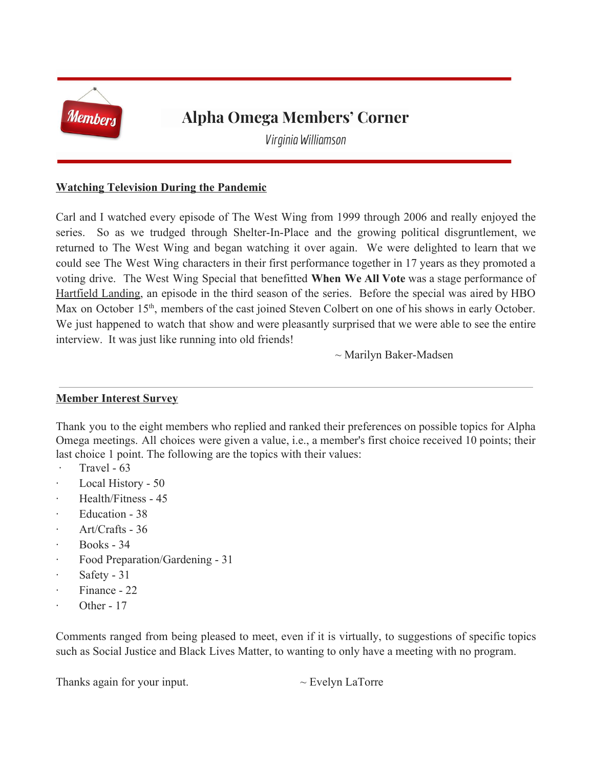# Alpha Omega Members' Corner

*Virginia Williamson*

**Watching Television During the Pandemic**

Carl and I watched every episode of The West Wing from 1999 through 2006 and really enjoyed the series. So as we trudged through Shelter-In-Place and the growing political disgruntlement, we returned to The West Wing and began watching it over again. We were delighted to learn that we could see The West Wing characters in their first performance together in 17 years as they promoted a voting drive. The West Wing Special that benefitted **When We All Vote** was a stage performance of Hartfield Landing, an episode in the third season of the series. Before the special was aired by HBO Max on October 15th, members of the cast joined Steven Colbert on one of his shows in early October. We just happened to watch that show and were pleasantly surprised that we were able to see the entire interview. It was just like running into old friends!

~ Marilyn Baker-Madsen

---

**Member Interest Survey**

Thank you to the eight members who replied and ranked their preferences on possible topics for Alpha Omega meetings. All choices were given a value, i.e., a member's first choice received 10 points; their last choice 1 point. The following are the topics with their values:

- Travel - 63
- Local History - 50
- Health/Fitness - 45
- Education - 38
- Art/Crafts - 36
- Books - 34
- Food Preparation/Gardening - 31
- Safety - 31
- Finance - 22
- Other - 17

Comments ranged from being pleased to meet, even if it is virtually, to suggestions of specific topics such as Social Justice and Black Lives Matter, to wanting to only have a meeting with no program.

Thanks again for your input. ~ Evelyn LaTorre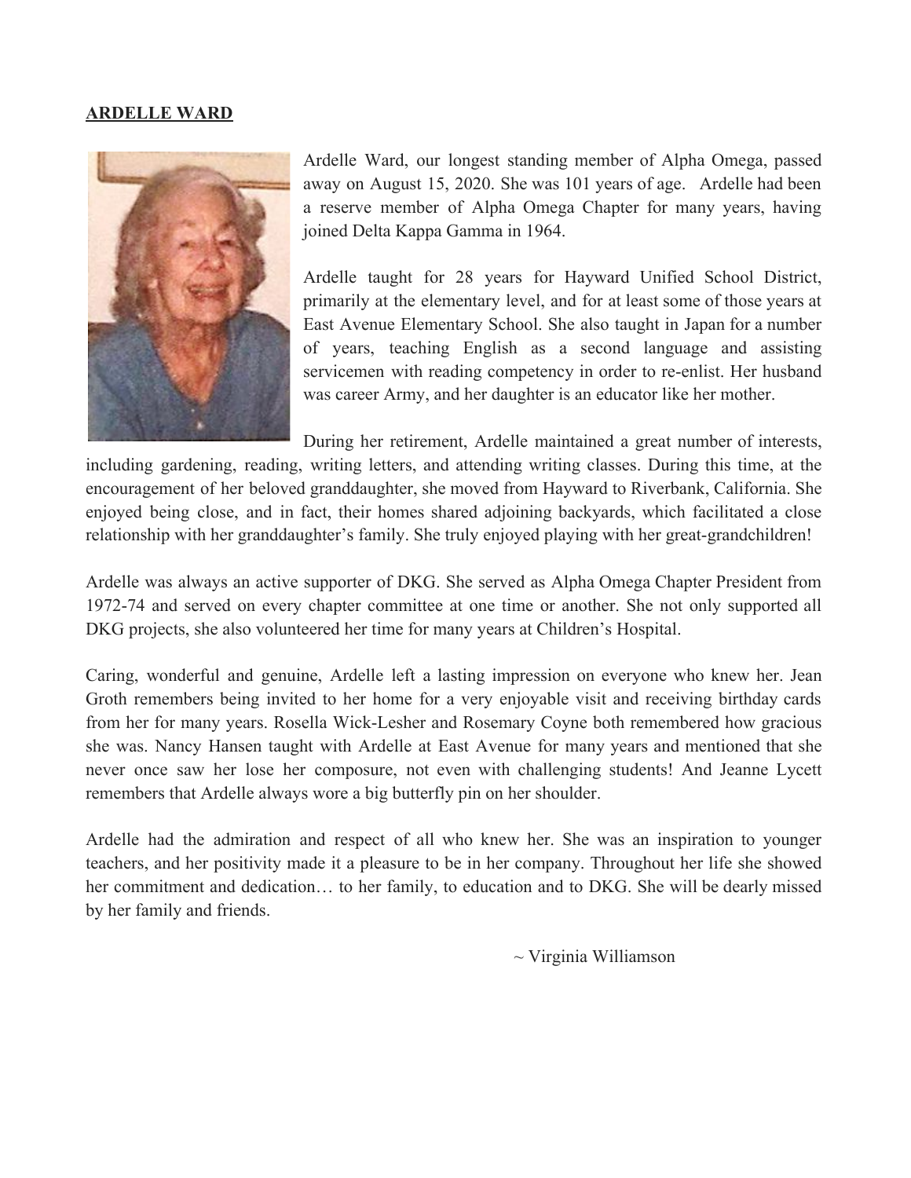## ARDELLE WARD

Ardelle Ward, our longest standing member of Alpha Omega, passed away on August 15, 2020. She was 101 years of age. Ardelle had been a reserve member of Alpha Omega Chapter for many years, having joined Delta Kappa Gamma in 1964.

Ardelle taught for 28 years for Hayward Unified School District, primarily at the elementary level, and for at least some of those years at East Avenue Elementary School. She also taught in Japan for a number of years, teaching English as a second language and assisting servicemen with reading competency in order to re-enlist. Her husband was career Army, and her daughter is an educator like her mother.

During her retirement, Ardelle maintained a great number of interests, including gardening, reading, writing letters, and attending writing classes. During this time, at the encouragement of her beloved granddaughter, she moved from Hayward to Riverbank, California. She enjoyed being close, and in fact, their homes shared adjoining backyards, which facilitated a close relationship with her granddaughter's family. She truly enjoyed playing with her great-grandchildren!

Ardelle was always an active supporter of DKG. She served as Alpha Omega Chapter President from 1972-74 and served on every chapter committee at one time or another. She not only supported all DKG projects, she also volunteered her time for many years at Children's Hospital.

Caring, wonderful and genuine, Ardelle left a lasting impression on everyone who knew her. Jean Groth remembers being invited to her home for a very enjoyable visit and receiving birthday cards from her for many years. Rosella Wick-Lesher and Rosemary Coyne both remembered how gracious she was. Nancy Hansen taught with Ardelle at East Avenue for many years and mentioned that she never once saw her lose her composure, not even with challenging students! And Jeanne Lycett remembers that Ardelle always wore a big butterfly pin on her shoulder.

Ardelle had the admiration and respect of all who knew her. She was an inspiration to younger teachers, and her positivity made it a pleasure to be in her company. Throughout her life she showed her commitment and dedication… to her family, to education and to DKG. She will be dearly missed by her family and friends.

~ Virginia Williamson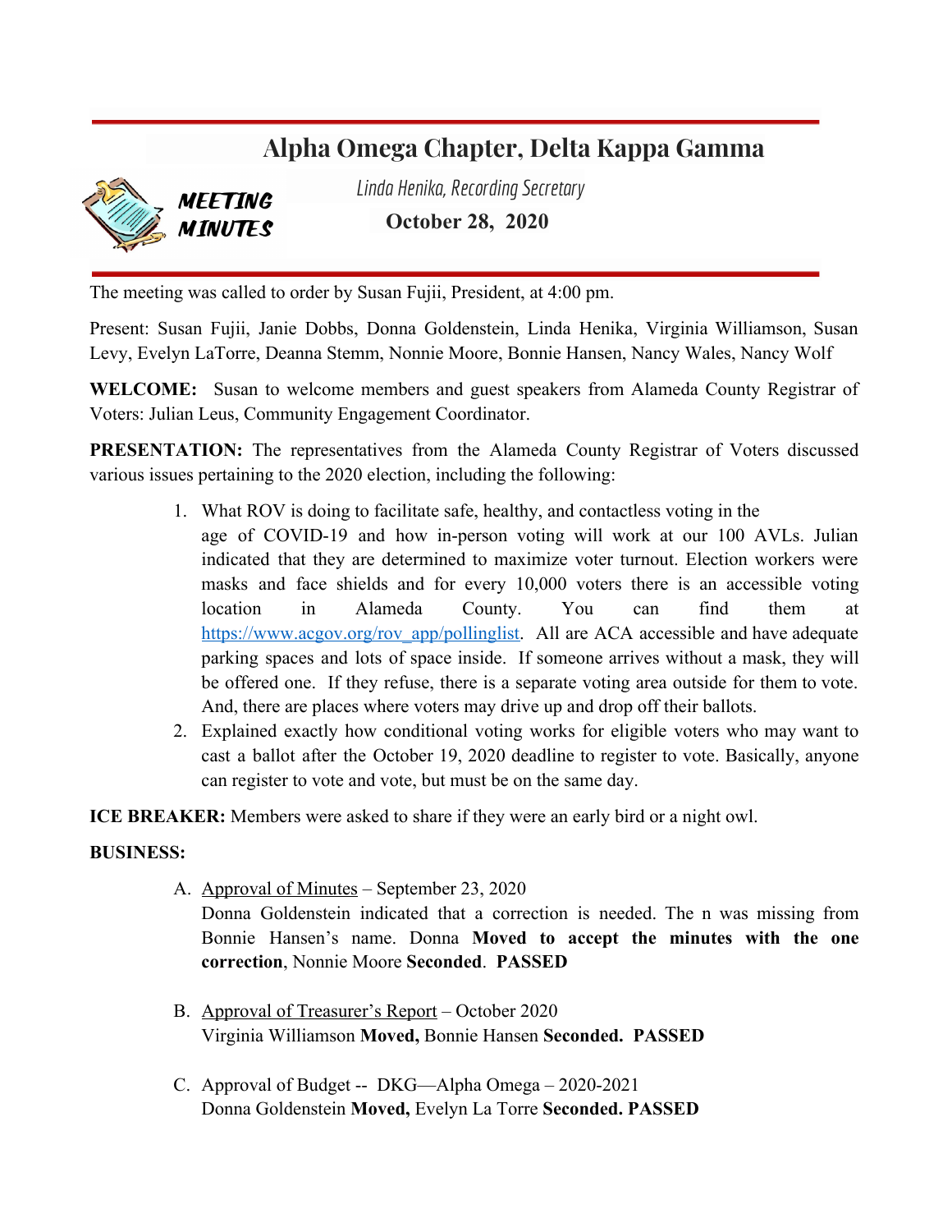# Alpha Omega Chapter, Delta Kappa Gamma

**MEETING MINUTES**

*Linda Henika, Recording Secretary*

**October 28, 2020**

The meeting was called to order by Susan Fujii, President, at 4:00 pm.

Present: Susan Fujii, Janie Dobbs, Donna Goldenstein, Linda Henika, Virginia Williamson, Susan Levy, Evelyn LaTorre, Deanna Stemm, Nonnie Moore, Bonnie Hansen, Nancy Wales, Nancy Wolf

**WELCOME:** Susan to welcome members and guest speakers from Alameda County Registrar of Voters: Julian Leus, Community Engagement Coordinator.

**PRESENTATION:** The representatives from the Alameda County Registrar of Voters discussed various issues pertaining to the 2020 election, including the following:

1. What ROV is doing to facilitate safe, healthy, and contactless voting in the age of COVID-19 and how in-person voting will work at our 100 AVLs. Julian indicated that they are determined to maximize voter turnout. Election workers were masks and face shields and for every 10,000 voters there is an accessible voting location in Alameda County. You can find them at [https://www.acgov.org/rov_app/pollinglist](https://www.acgov.org/rov_app/pollinglist). All are ACA accessible and have adequate parking spaces and lots of space inside. If someone arrives without a mask, they will be offered one. If they refuse, there is a separate voting area outside for them to vote. And, there are places where voters may drive up and drop off their ballots.
2. Explained exactly how conditional voting works for eligible voters who may want to cast a ballot after the October 19, 2020 deadline to register to vote. Basically, anyone can register to vote and vote, but must be on the same day.

**ICE BREAKER:** Members were asked to share if they were an early bird or a night owl.

**BUSINESS:**

A. Approval of Minutes – September 23, 2020
   Donna Goldenstein indicated that a correction is needed. The n was missing from Bonnie Hansen's name. Donna **Moved to accept the minutes with the one correction**, Nonnie Moore **Seconded**. **PASSED**

B. Approval of Treasurer's Report – October 2020
   Virginia Williamson **Moved,** Bonnie Hansen **Seconded. PASSED**

C. Approval of Budget -- DKG—Alpha Omega – 2020-2021
   Donna Goldenstein **Moved,** Evelyn La Torre **Seconded. PASSED**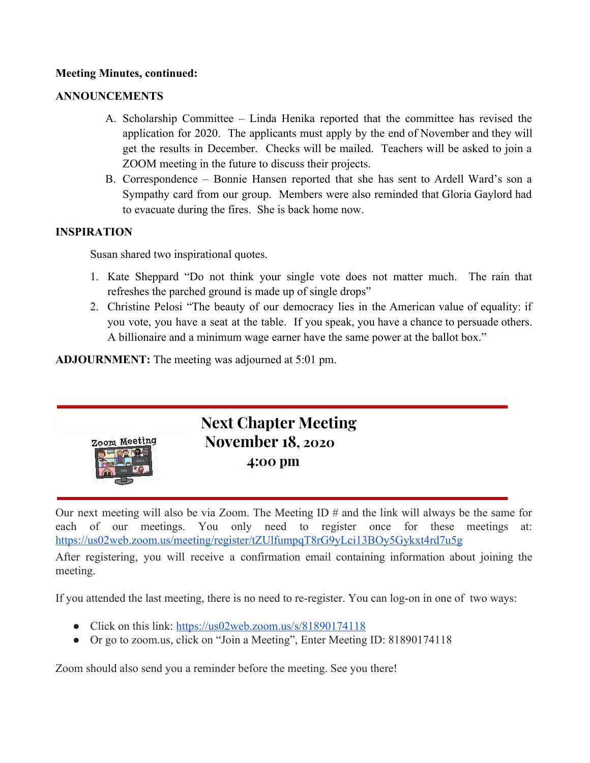**Meeting Minutes, continued:**

**ANNOUNCEMENTS**

A. Scholarship Committee – Linda Henika reported that the committee has revised the application for 2020. The applicants must apply by the end of November and they will get the results in December. Checks will be mailed. Teachers will be asked to join a ZOOM meeting in the future to discuss their projects.
B. Correspondence – Bonnie Hansen reported that she has sent to Ardell Ward's son a Sympathy card from our group. Members were also reminded that Gloria Gaylord had to evacuate during the fires. She is back home now.

**INSPIRATION**

Susan shared two inspirational quotes.

1. Kate Sheppard "Do not think your single vote does not matter much. The rain that refreshes the parched ground is made up of single drops"
2. Christine Pelosi "The beauty of our democracy lies in the American value of equality: if you vote, you have a seat at the table. If you speak, you have a chance to persuade others. A billionaire and a minimum wage earner have the same power at the ballot box."

**ADJOURNMENT:** The meeting was adjourned at 5:01 pm.

## Next Chapter Meeting
## November 18, 2020
### 4:00 pm

Our next meeting will also be via Zoom. The Meeting ID # and the link will always be the same for each of our meetings. You only need to register once for these meetings at: https://us02web.zoom.us/meeting/register/tZUlfumpqT8rG9yLci13BOy5Gykxt4rd7u5g

After registering, you will receive a confirmation email containing information about joining the meeting.

If you attended the last meeting, there is no need to re-register. You can log-on in one of two ways:

- Click on this link: https://us02web.zoom.us/s/81890174118
- Or go to zoom.us, click on "Join a Meeting", Enter Meeting ID: 81890174118

Zoom should also send you a reminder before the meeting. See you there!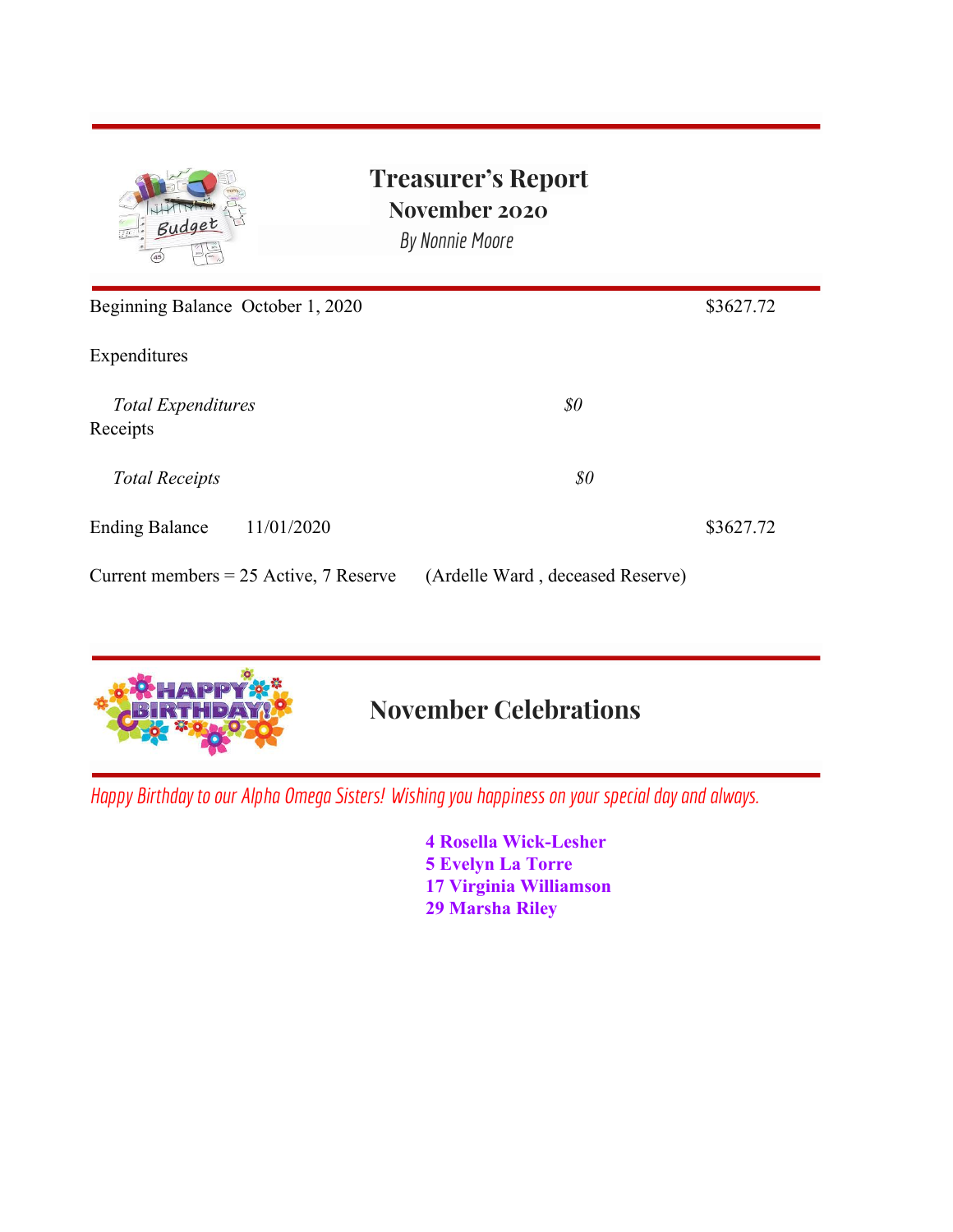# Treasurer's Report
## November 2020
*By Nonnie Moore*

| | | |
|---|---|---|
| Beginning Balance October 1, 2020 | | $3627.72 |
| Expenditures | | |
| *Total Expenditures* | *$0* | |
| Receipts | | |
| *Total Receipts* | *$0* | |
| Ending Balance 11/01/2020 | | $3627.72 |

Current members = 25 Active, 7 Reserve (Ardelle Ward , deceased Reserve)

# November Celebrations

*Happy Birthday to our Alpha Omega Sisters! Wishing you happiness on your special day and always.*

**4 Rosella Wick-Lesher**
**5 Evelyn La Torre**
**17 Virginia Williamson**
**29 Marsha Riley**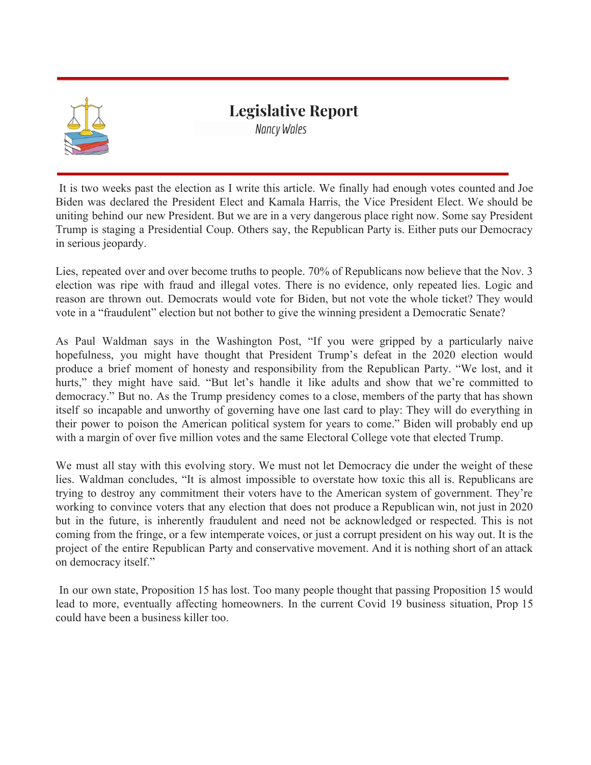## Legislative Report

*Nancy Wales*

It is two weeks past the election as I write this article. We finally had enough votes counted and Joe Biden was declared the President Elect and Kamala Harris, the Vice President Elect. We should be uniting behind our new President. But we are in a very dangerous place right now. Some say President Trump is staging a Presidential Coup. Others say, the Republican Party is. Either puts our Democracy in serious jeopardy.

Lies, repeated over and over become truths to people. 70% of Republicans now believe that the Nov. 3 election was ripe with fraud and illegal votes. There is no evidence, only repeated lies. Logic and reason are thrown out. Democrats would vote for Biden, but not vote the whole ticket? They would vote in a "fraudulent" election but not bother to give the winning president a Democratic Senate?

As Paul Waldman says in the Washington Post, "If you were gripped by a particularly naive hopefulness, you might have thought that President Trump's defeat in the 2020 election would produce a brief moment of honesty and responsibility from the Republican Party. "We lost, and it hurts," they might have said. "But let's handle it like adults and show that we're committed to democracy." But no. As the Trump presidency comes to a close, members of the party that has shown itself so incapable and unworthy of governing have one last card to play: They will do everything in their power to poison the American political system for years to come." Biden will probably end up with a margin of over five million votes and the same Electoral College vote that elected Trump.

We must all stay with this evolving story. We must not let Democracy die under the weight of these lies. Waldman concludes, "It is almost impossible to overstate how toxic this all is. Republicans are trying to destroy any commitment their voters have to the American system of government. They're working to convince voters that any election that does not produce a Republican win, not just in 2020 but in the future, is inherently fraudulent and need not be acknowledged or respected. This is not coming from the fringe, or a few intemperate voices, or just a corrupt president on his way out. It is the project of the entire Republican Party and conservative movement. And it is nothing short of an attack on democracy itself."

In our own state, Proposition 15 has lost. Too many people thought that passing Proposition 15 would lead to more, eventually affecting homeowners. In the current Covid 19 business situation, Prop 15 could have been a business killer too.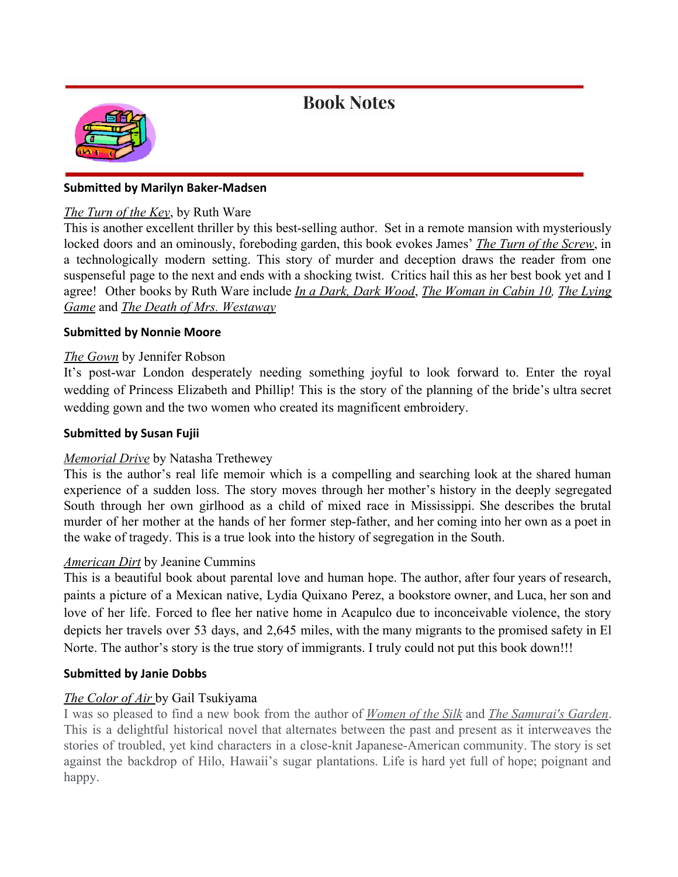# Book Notes

**Submitted by Marilyn Baker-Madsen**

*The Turn of the Key*, by Ruth Ware
This is another excellent thriller by this best-selling author. Set in a remote mansion with mysteriously locked doors and an ominously, foreboding garden, this book evokes James' *The Turn of the Screw*, in a technologically modern setting. This story of murder and deception draws the reader from one suspenseful page to the next and ends with a shocking twist. Critics hail this as her best book yet and I agree! Other books by Ruth Ware include *In a Dark, Dark Wood*, *The Woman in Cabin 10*, *The Lying Game* and *The Death of Mrs. Westaway*

**Submitted by Nonnie Moore**

*The Gown* by Jennifer Robson
It's post-war London desperately needing something joyful to look forward to. Enter the royal wedding of Princess Elizabeth and Phillip! This is the story of the planning of the bride's ultra secret wedding gown and the two women who created its magnificent embroidery.

**Submitted by Susan Fujii**

*Memorial Drive* by Natasha Trethewey
This is the author's real life memoir which is a compelling and searching look at the shared human experience of a sudden loss. The story moves through her mother's history in the deeply segregated South through her own girlhood as a child of mixed race in Mississippi. She describes the brutal murder of her mother at the hands of her former step-father, and her coming into her own as a poet in the wake of tragedy. This is a true look into the history of segregation in the South.

*American Dirt* by Jeanine Cummins
This is a beautiful book about parental love and human hope. The author, after four years of research, paints a picture of a Mexican native, Lydia Quixano Perez, a bookstore owner, and Luca, her son and love of her life. Forced to flee her native home in Acapulco due to inconceivable violence, the story depicts her travels over 53 days, and 2,645 miles, with the many migrants to the promised safety in El Norte. The author's story is the true story of immigrants. I truly could not put this book down!!!

**Submitted by Janie Dobbs**

*The Color of Air* by Gail Tsukiyama
I was so pleased to find a new book from the author of *Women of the Silk* and *The Samurai's Garden*. This is a delightful historical novel that alternates between the past and present as it interweaves the stories of troubled, yet kind characters in a close-knit Japanese-American community. The story is set against the backdrop of Hilo, Hawaii's sugar plantations. Life is hard yet full of hope; poignant and happy.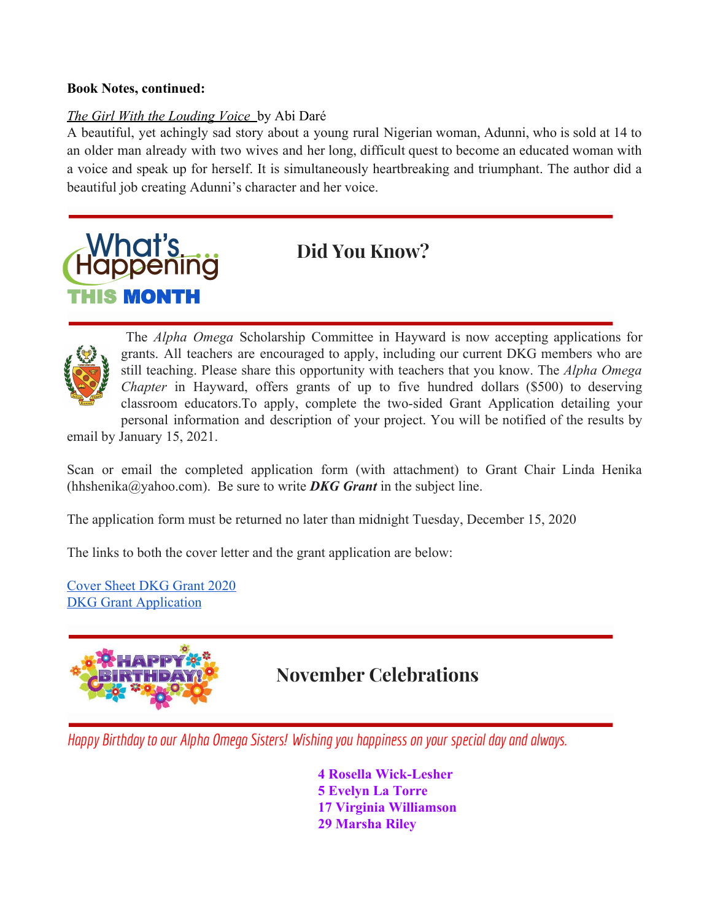**Book Notes, continued:**

*The Girl With the Louding Voice* by Abi Daré
A beautiful, yet achingly sad story about a young rural Nigerian woman, Adunni, who is sold at 14 to an older man already with two wives and her long, difficult quest to become an educated woman with a voice and speak up for herself. It is simultaneously heartbreaking and triumphant. The author did a beautiful job creating Adunni's character and her voice.

---

What's Happening THIS MONTH

## Did You Know?

---

The *Alpha Omega* Scholarship Committee in Hayward is now accepting applications for grants. All teachers are encouraged to apply, including our current DKG members who are still teaching. Please share this opportunity with teachers that you know. The *Alpha Omega Chapter* in Hayward, offers grants of up to five hundred dollars ($500) to deserving classroom educators.To apply, complete the two-sided Grant Application detailing your personal information and description of your project. You will be notified of the results by email by January 15, 2021.

Scan or email the completed application form (with attachment) to Grant Chair Linda Henika (hhshenika@yahoo.com). Be sure to write ***DKG Grant*** in the subject line.

The application form must be returned no later than midnight Tuesday, December 15, 2020

The links to both the cover letter and the grant application are below:

Cover Sheet DKG Grant 2020
DKG Grant Application

---

HAPPY BIRTHDAY!

## November Celebrations

---

*Happy Birthday to our Alpha Omega Sisters! Wishing you happiness on your special day and always.*

**4 Rosella Wick-Lesher**
**5 Evelyn La Torre**
**17 Virginia Williamson**
**29 Marsha Riley**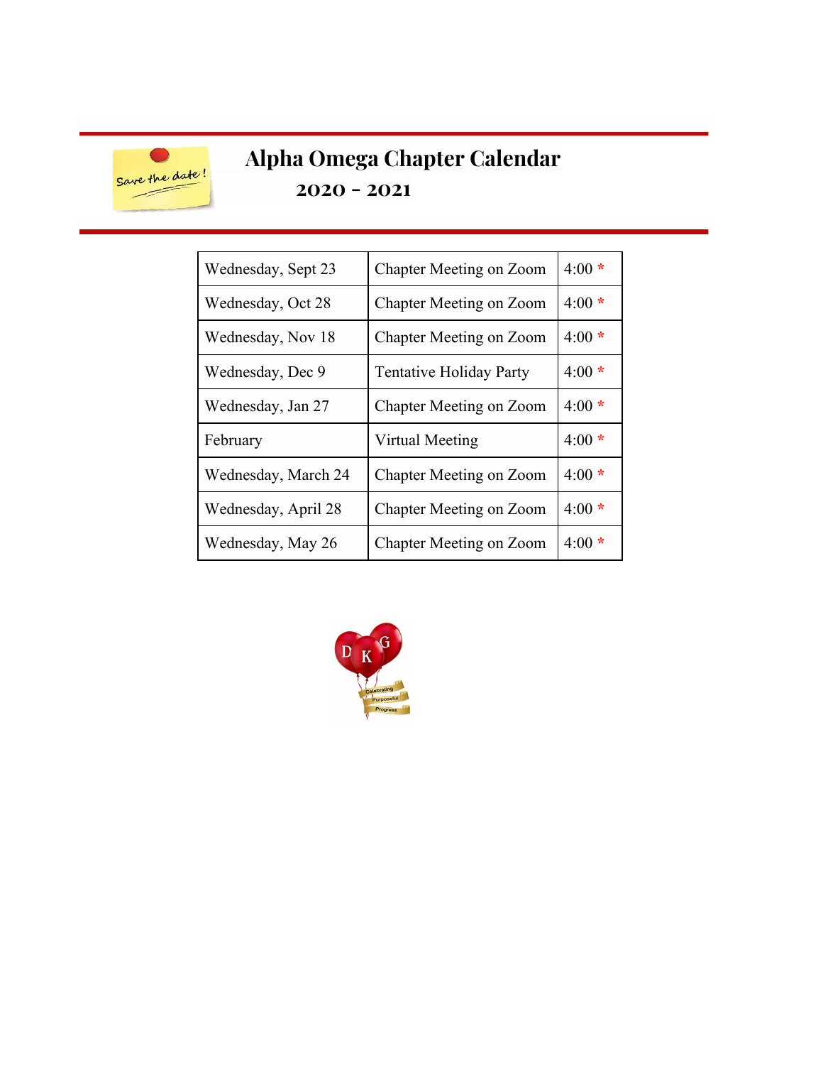# Alpha Omega Chapter Calendar

## 2020 - 2021

| | | |
|---|---|---|
| Wednesday, Sept 23 | Chapter Meeting on Zoom | 4:00 * |
| Wednesday, Oct 28 | Chapter Meeting on Zoom | 4:00 * |
| Wednesday, Nov 18 | Chapter Meeting on Zoom | 4:00 * |
| Wednesday, Dec 9 | Tentative Holiday Party | 4:00 * |
| Wednesday, Jan 27 | Chapter Meeting on Zoom | 4:00 * |
| February | Virtual Meeting | 4:00 * |
| Wednesday, March 24 | Chapter Meeting on Zoom | 4:00 * |
| Wednesday, April 28 | Chapter Meeting on Zoom | 4:00 * |
| Wednesday, May 26 | Chapter Meeting on Zoom | 4:00 * |